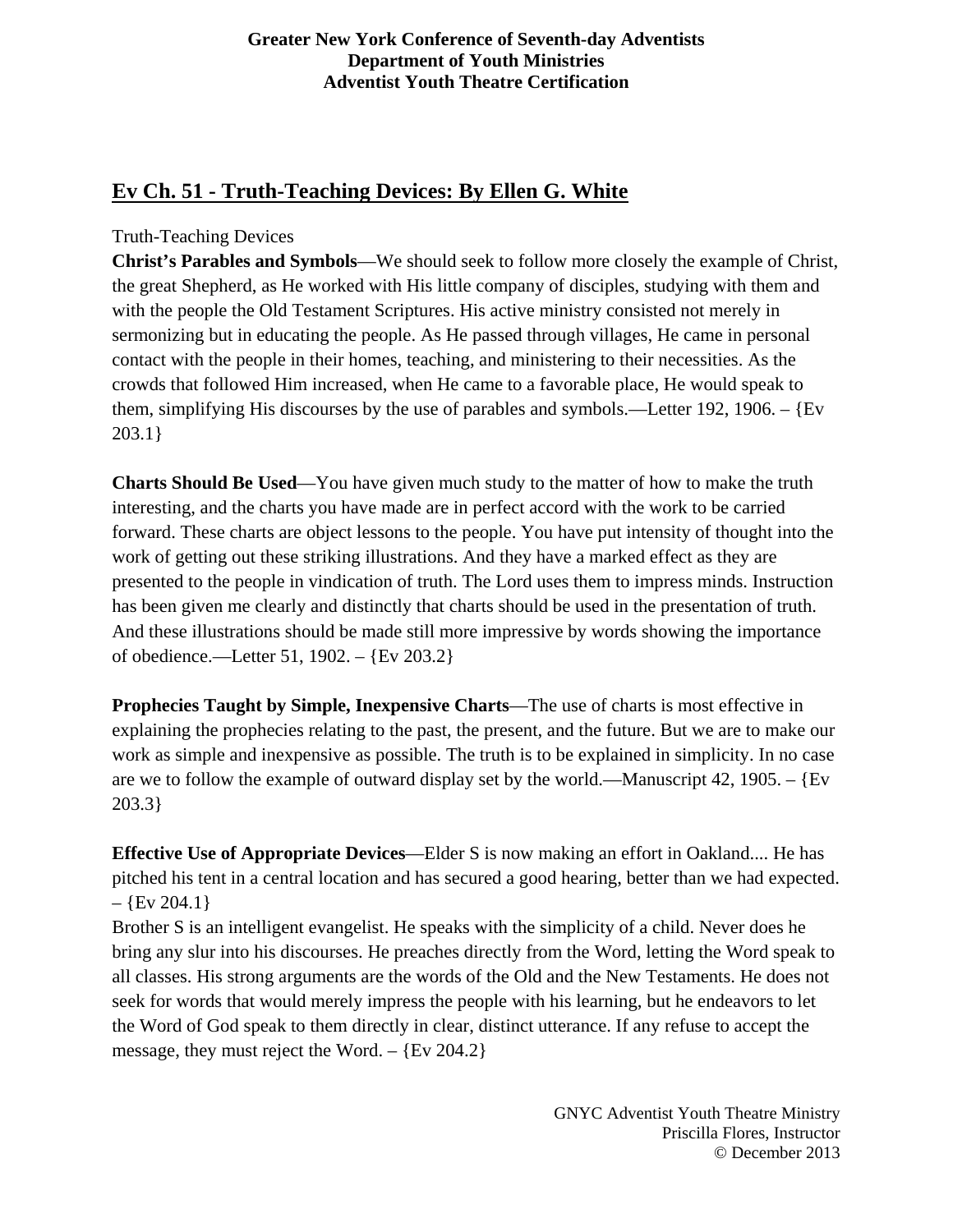**Greater New York Conference of Seventh-day Adventists**
**Department of Youth Ministries**
**Adventist Youth Theatre Certification**

## Ev Ch. 51 - Truth-Teaching Devices: By Ellen G. White

Truth-Teaching Devices

**Christ's Parables and Symbols**—We should seek to follow more closely the example of Christ, the great Shepherd, as He worked with His little company of disciples, studying with them and with the people the Old Testament Scriptures. His active ministry consisted not merely in sermonizing but in educating the people. As He passed through villages, He came in personal contact with the people in their homes, teaching, and ministering to their necessities. As the crowds that followed Him increased, when He came to a favorable place, He would speak to them, simplifying His discourses by the use of parables and symbols.—Letter 192, 1906. – {Ev 203.1}

**Charts Should Be Used**—You have given much study to the matter of how to make the truth interesting, and the charts you have made are in perfect accord with the work to be carried forward. These charts are object lessons to the people. You have put intensity of thought into the work of getting out these striking illustrations. And they have a marked effect as they are presented to the people in vindication of truth. The Lord uses them to impress minds. Instruction has been given me clearly and distinctly that charts should be used in the presentation of truth. And these illustrations should be made still more impressive by words showing the importance of obedience.—Letter 51, 1902. – {Ev 203.2}

**Prophecies Taught by Simple, Inexpensive Charts**—The use of charts is most effective in explaining the prophecies relating to the past, the present, and the future. But we are to make our work as simple and inexpensive as possible. The truth is to be explained in simplicity. In no case are we to follow the example of outward display set by the world.—Manuscript 42, 1905. – {Ev 203.3}

**Effective Use of Appropriate Devices**—Elder S is now making an effort in Oakland.... He has pitched his tent in a central location and has secured a good hearing, better than we had expected. – {Ev 204.1}

Brother S is an intelligent evangelist. He speaks with the simplicity of a child. Never does he bring any slur into his discourses. He preaches directly from the Word, letting the Word speak to all classes. His strong arguments are the words of the Old and the New Testaments. He does not seek for words that would merely impress the people with his learning, but he endeavors to let the Word of God speak to them directly in clear, distinct utterance. If any refuse to accept the message, they must reject the Word. – {Ev 204.2}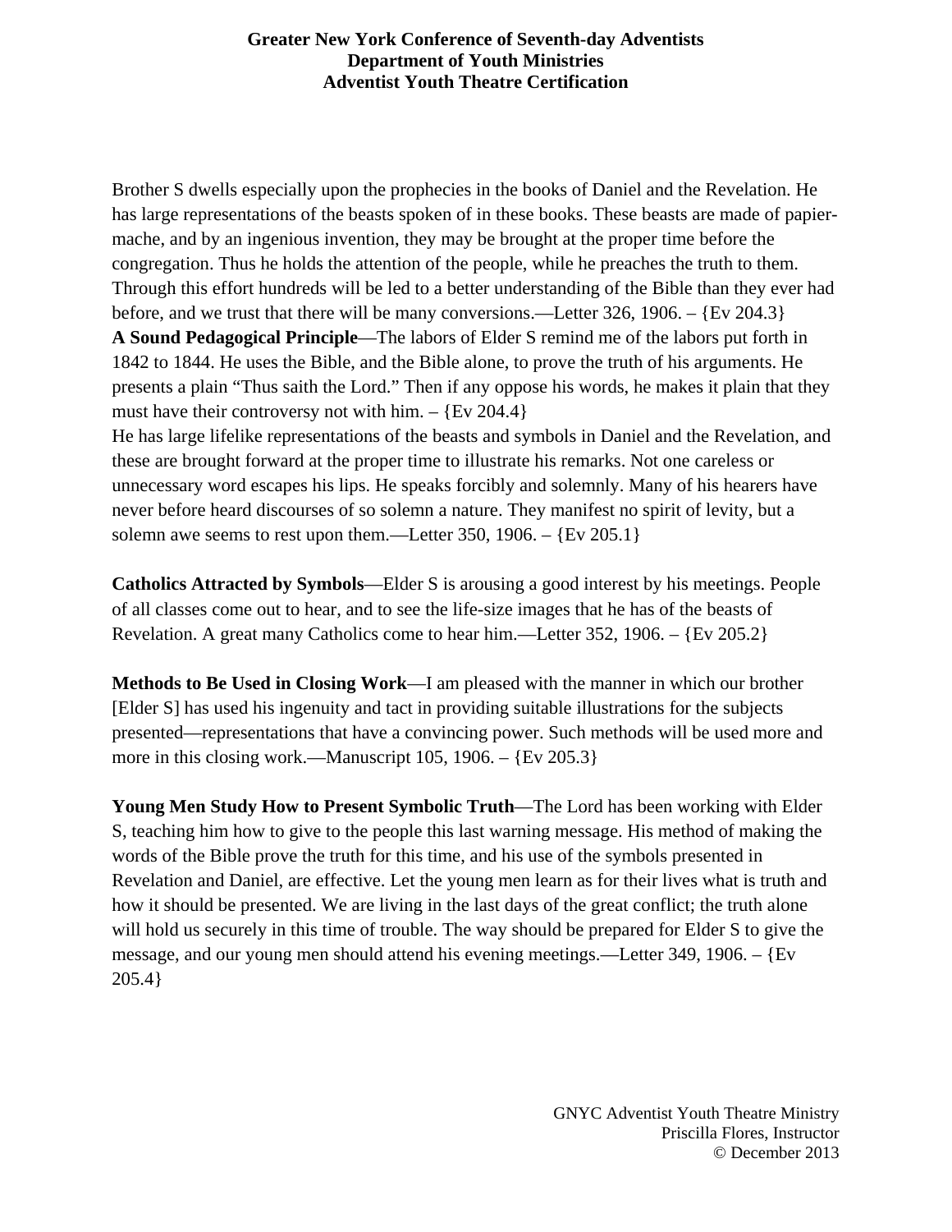Brother S dwells especially upon the prophecies in the books of Daniel and the Revelation. He has large representations of the beasts spoken of in these books. These beasts are made of papier-mache, and by an ingenious invention, they may be brought at the proper time before the congregation. Thus he holds the attention of the people, while he preaches the truth to them. Through this effort hundreds will be led to a better understanding of the Bible than they ever had before, and we trust that there will be many conversions.—Letter 326, 1906. – {Ev 204.3}

**A Sound Pedagogical Principle**—The labors of Elder S remind me of the labors put forth in 1842 to 1844. He uses the Bible, and the Bible alone, to prove the truth of his arguments. He presents a plain "Thus saith the Lord." Then if any oppose his words, he makes it plain that they must have their controversy not with him. – {Ev 204.4}

He has large lifelike representations of the beasts and symbols in Daniel and the Revelation, and these are brought forward at the proper time to illustrate his remarks. Not one careless or unnecessary word escapes his lips. He speaks forcibly and solemnly. Many of his hearers have never before heard discourses of so solemn a nature. They manifest no spirit of levity, but a solemn awe seems to rest upon them.—Letter 350, 1906. – {Ev 205.1}

**Catholics Attracted by Symbols**—Elder S is arousing a good interest by his meetings. People of all classes come out to hear, and to see the life-size images that he has of the beasts of Revelation. A great many Catholics come to hear him.—Letter 352, 1906. – {Ev 205.2}

**Methods to Be Used in Closing Work**—I am pleased with the manner in which our brother [Elder S] has used his ingenuity and tact in providing suitable illustrations for the subjects presented—representations that have a convincing power. Such methods will be used more and more in this closing work.—Manuscript 105, 1906. – {Ev 205.3}

**Young Men Study How to Present Symbolic Truth**—The Lord has been working with Elder S, teaching him how to give to the people this last warning message. His method of making the words of the Bible prove the truth for this time, and his use of the symbols presented in Revelation and Daniel, are effective. Let the young men learn as for their lives what is truth and how it should be presented. We are living in the last days of the great conflict; the truth alone will hold us securely in this time of trouble. The way should be prepared for Elder S to give the message, and our young men should attend his evening meetings.—Letter 349, 1906. – {Ev 205.4}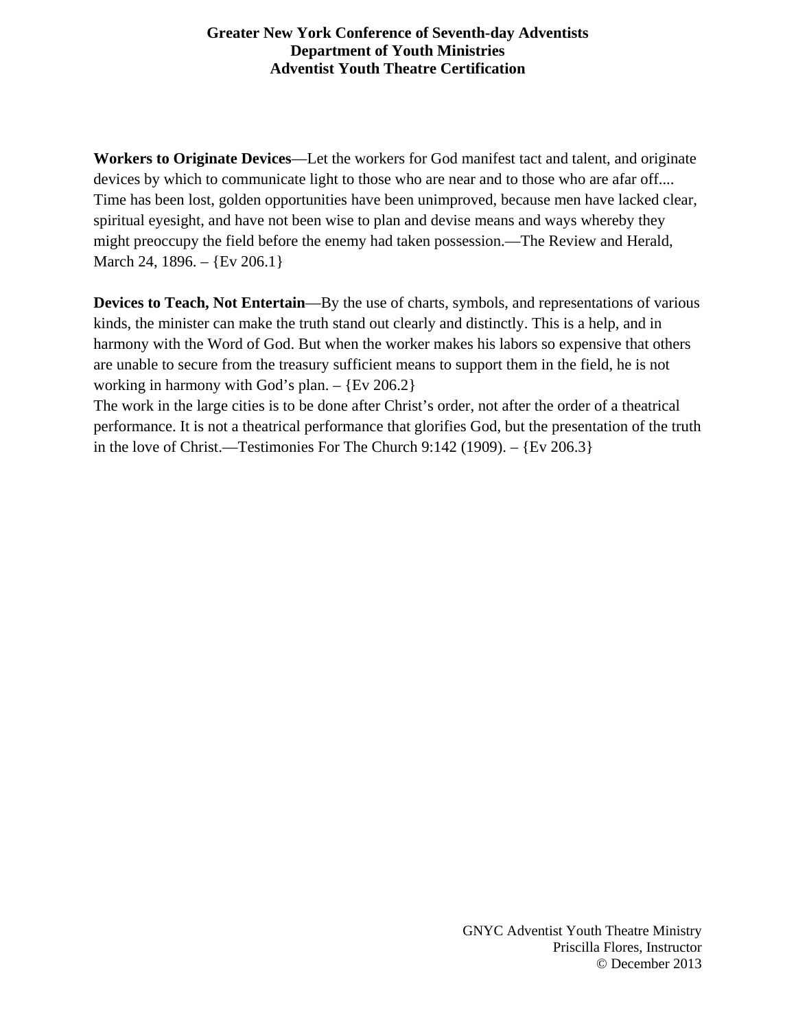**Workers to Originate Devices**—Let the workers for God manifest tact and talent, and originate devices by which to communicate light to those who are near and to those who are afar off.... Time has been lost, golden opportunities have been unimproved, because men have lacked clear, spiritual eyesight, and have not been wise to plan and devise means and ways whereby they might preoccupy the field before the enemy had taken possession.—The Review and Herald, March 24, 1896. – {Ev 206.1}

**Devices to Teach, Not Entertain**—By the use of charts, symbols, and representations of various kinds, the minister can make the truth stand out clearly and distinctly. This is a help, and in harmony with the Word of God. But when the worker makes his labors so expensive that others are unable to secure from the treasury sufficient means to support them in the field, he is not working in harmony with God's plan. – {Ev 206.2}
The work in the large cities is to be done after Christ's order, not after the order of a theatrical performance. It is not a theatrical performance that glorifies God, but the presentation of the truth in the love of Christ.—Testimonies For The Church 9:142 (1909). – {Ev 206.3}